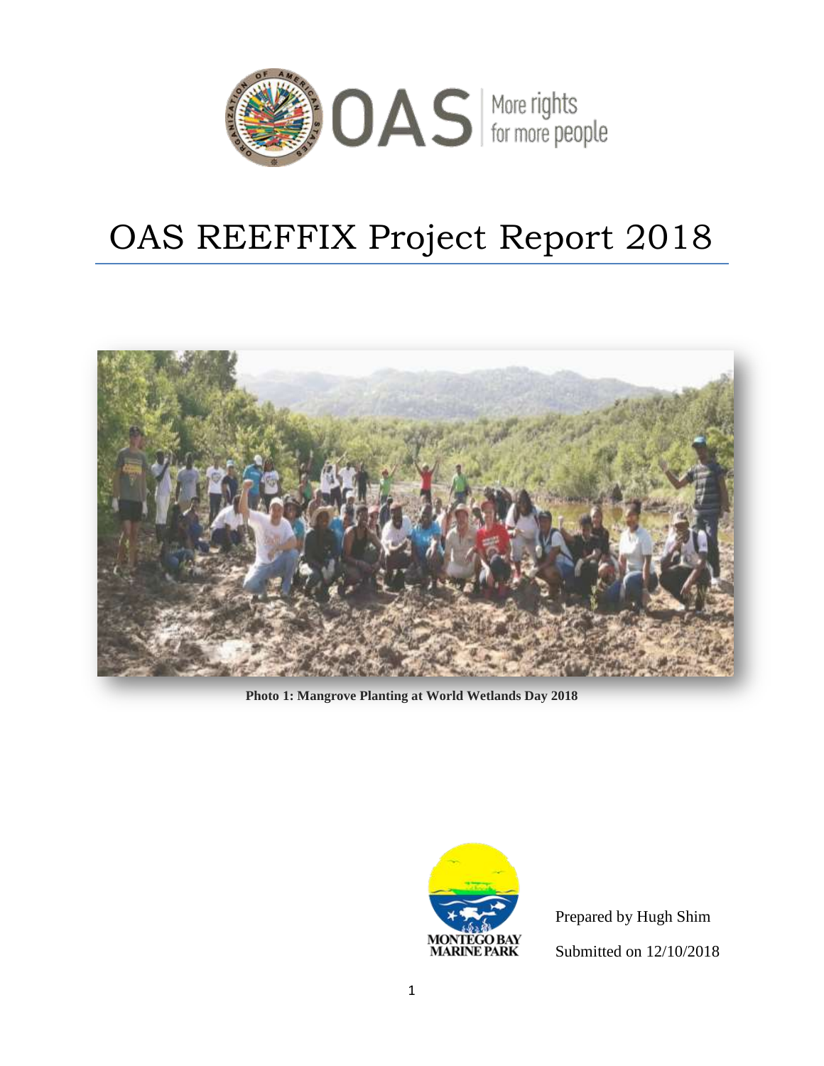# OAS REEFFIX Project Report 2018

**Photo 1: Mangrove Planting at World Wetlands Day 2018**

Prepared by Hugh Shim

Submitted on 12/10/2018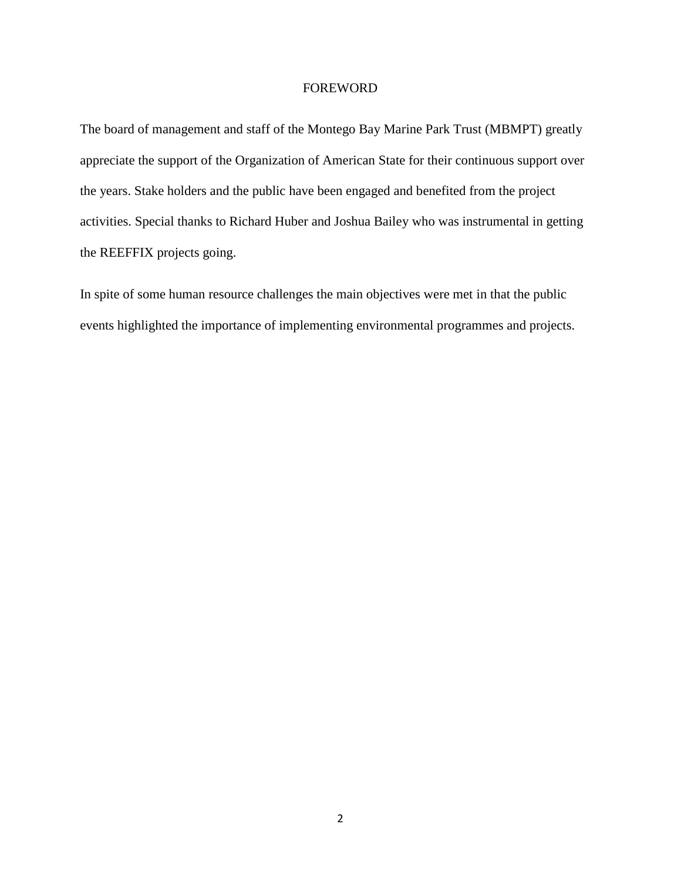# FOREWORD

The board of management and staff of the Montego Bay Marine Park Trust (MBMPT) greatly appreciate the support of the Organization of American State for their continuous support over the years. Stake holders and the public have been engaged and benefited from the project activities. Special thanks to Richard Huber and Joshua Bailey who was instrumental in getting the REEFFIX projects going.

In spite of some human resource challenges the main objectives were met in that the public events highlighted the importance of implementing environmental programmes and projects.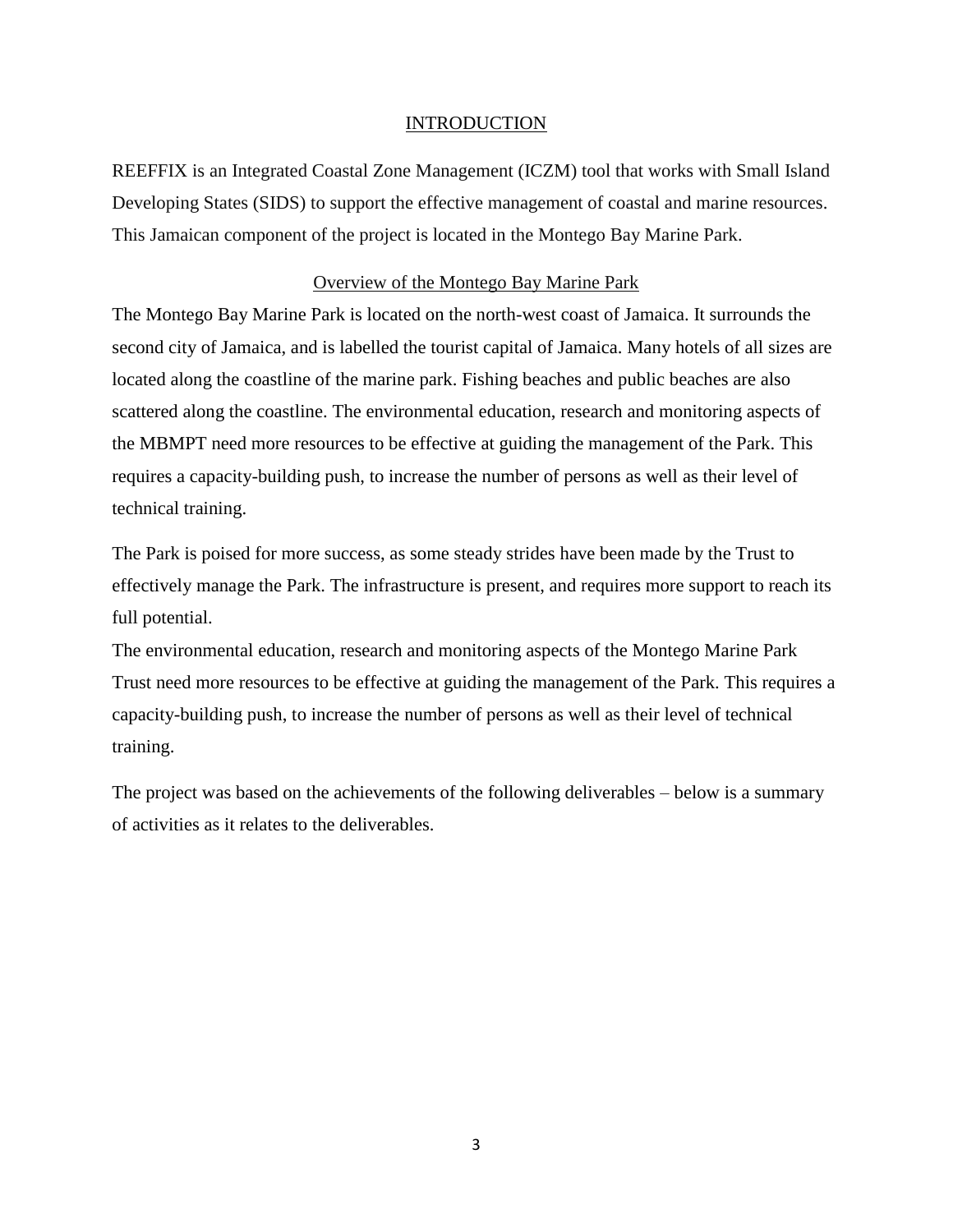## INTRODUCTION

REEFFIX is an Integrated Coastal Zone Management (ICZM) tool that works with Small Island Developing States (SIDS) to support the effective management of coastal and marine resources. This Jamaican component of the project is located in the Montego Bay Marine Park.

### Overview of the Montego Bay Marine Park

The Montego Bay Marine Park is located on the north-west coast of Jamaica. It surrounds the second city of Jamaica, and is labelled the tourist capital of Jamaica. Many hotels of all sizes are located along the coastline of the marine park. Fishing beaches and public beaches are also scattered along the coastline. The environmental education, research and monitoring aspects of the MBMPT need more resources to be effective at guiding the management of the Park. This requires a capacity-building push, to increase the number of persons as well as their level of technical training.

The Park is poised for more success, as some steady strides have been made by the Trust to effectively manage the Park. The infrastructure is present, and requires more support to reach its full potential.

The environmental education, research and monitoring aspects of the Montego Marine Park Trust need more resources to be effective at guiding the management of the Park. This requires a capacity-building push, to increase the number of persons as well as their level of technical training.

The project was based on the achievements of the following deliverables – below is a summary of activities as it relates to the deliverables.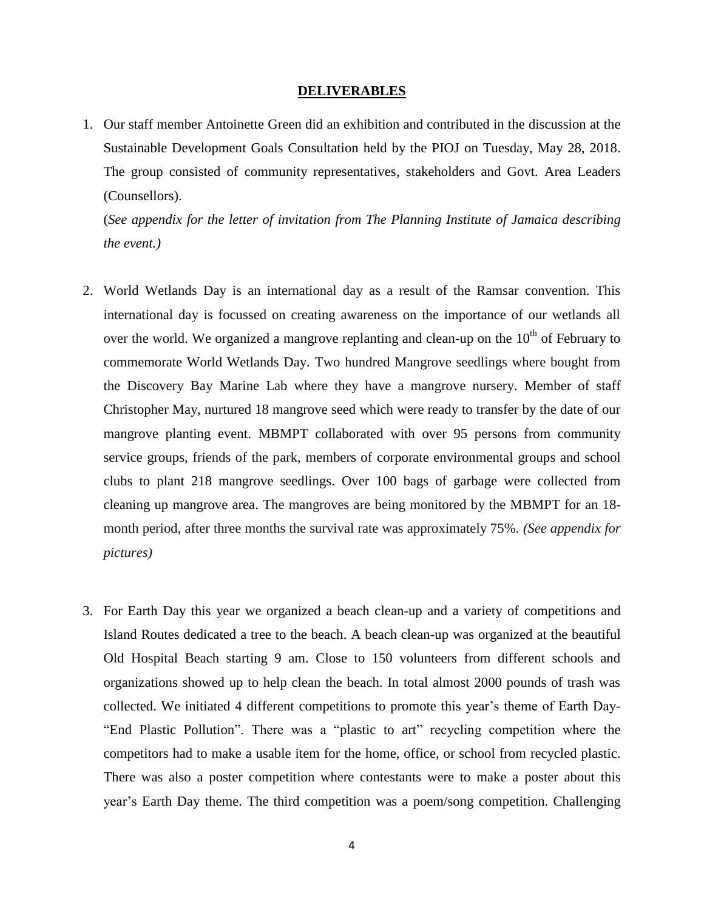## DELIVERABLES

1. Our staff member Antoinette Green did an exhibition and contributed in the discussion at the Sustainable Development Goals Consultation held by the PIOJ on Tuesday, May 28, 2018. The group consisted of community representatives, stakeholders and Govt. Area Leaders (Counsellors).

   (*See appendix for the letter of invitation from The Planning Institute of Jamaica describing the event.)*

2. World Wetlands Day is an international day as a result of the Ramsar convention. This international day is focussed on creating awareness on the importance of our wetlands all over the world. We organized a mangrove replanting and clean-up on the 10th of February to commemorate World Wetlands Day. Two hundred Mangrove seedlings where bought from the Discovery Bay Marine Lab where they have a mangrove nursery. Member of staff Christopher May, nurtured 18 mangrove seed which were ready to transfer by the date of our mangrove planting event. MBMPT collaborated with over 95 persons from community service groups, friends of the park, members of corporate environmental groups and school clubs to plant 218 mangrove seedlings. Over 100 bags of garbage were collected from cleaning up mangrove area. The mangroves are being monitored by the MBMPT for an 18-month period, after three months the survival rate was approximately 75%. *(See appendix for pictures)*

3. For Earth Day this year we organized a beach clean-up and a variety of competitions and Island Routes dedicated a tree to the beach. A beach clean-up was organized at the beautiful Old Hospital Beach starting 9 am. Close to 150 volunteers from different schools and organizations showed up to help clean the beach. In total almost 2000 pounds of trash was collected. We initiated 4 different competitions to promote this year's theme of Earth Day- "End Plastic Pollution". There was a "plastic to art" recycling competition where the competitors had to make a usable item for the home, office, or school from recycled plastic. There was also a poster competition where contestants were to make a poster about this year's Earth Day theme. The third competition was a poem/song competition. Challenging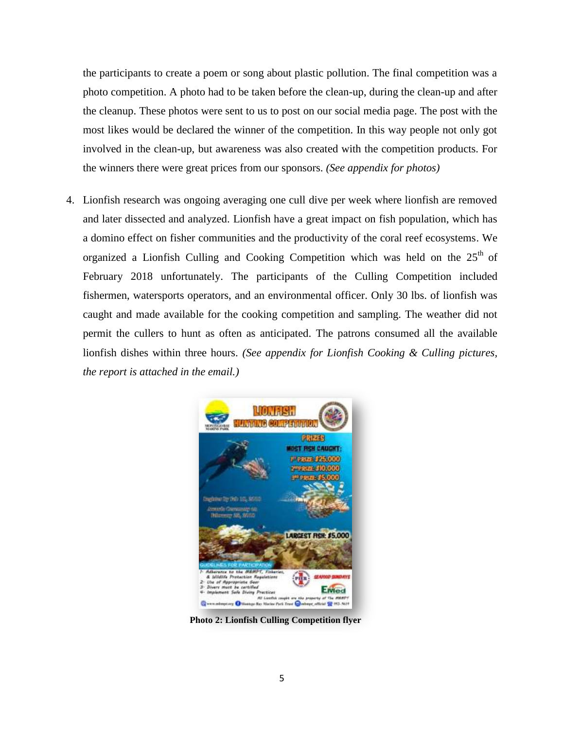the participants to create a poem or song about plastic pollution. The final competition was a photo competition. A photo had to be taken before the clean-up, during the clean-up and after the cleanup. These photos were sent to us to post on our social media page. The post with the most likes would be declared the winner of the competition. In this way people not only got involved in the clean-up, but awareness was also created with the competition products. For the winners there were great prices from our sponsors. *(See appendix for photos)*

4. Lionfish research was ongoing averaging one cull dive per week where lionfish are removed and later dissected and analyzed. Lionfish have a great impact on fish population, which has a domino effect on fisher communities and the productivity of the coral reef ecosystems. We organized a Lionfish Culling and Cooking Competition which was held on the 25th of February 2018 unfortunately. The participants of the Culling Competition included fishermen, watersports operators, and an environmental officer. Only 30 lbs. of lionfish was caught and made available for the cooking competition and sampling. The weather did not permit the cullers to hunt as often as anticipated. The patrons consumed all the available lionfish dishes within three hours. *(See appendix for Lionfish Cooking & Culling pictures, the report is attached in the email.)*

**Photo 2: Lionfish Culling Competition flyer**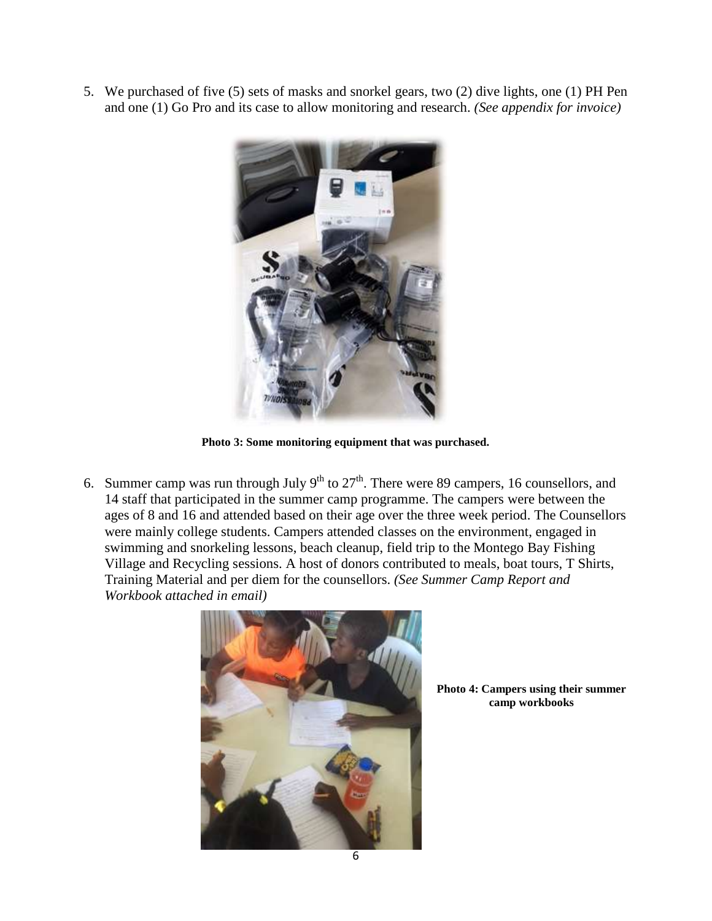5. We purchased of five (5) sets of masks and snorkel gears, two (2) dive lights, one (1) PH Pen and one (1) Go Pro and its case to allow monitoring and research. *(See appendix for invoice)*

**Photo 3: Some monitoring equipment that was purchased.**

6. Summer camp was run through July 9th to 27th. There were 89 campers, 16 counsellors, and 14 staff that participated in the summer camp programme. The campers were between the ages of 8 and 16 and attended based on their age over the three week period. The Counsellors were mainly college students. Campers attended classes on the environment, engaged in swimming and snorkeling lessons, beach cleanup, field trip to the Montego Bay Fishing Village and Recycling sessions. A host of donors contributed to meals, boat tours, T Shirts, Training Material and per diem for the counsellors. *(See Summer Camp Report and Workbook attached in email)*

**Photo 4: Campers using their summer camp workbooks**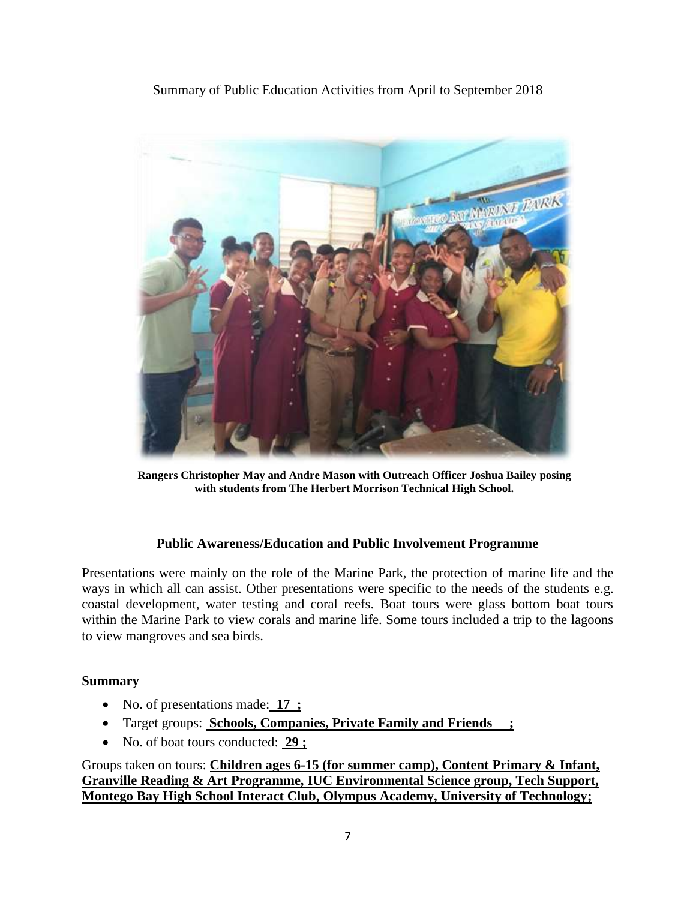Summary of Public Education Activities from April to September 2018

**Rangers Christopher May and Andre Mason with Outreach Officer Joshua Bailey posing with students from The Herbert Morrison Technical High School.**

### Public Awareness/Education and Public Involvement Programme

Presentations were mainly on the role of the Marine Park, the protection of marine life and the ways in which all can assist. Other presentations were specific to the needs of the students e.g. coastal development, water testing and coral reefs. Boat tours were glass bottom boat tours within the Marine Park to view corals and marine life. Some tours included a trip to the lagoons to view mangroves and sea birds.

**Summary**

- No. of presentations made: **17 ;**
- Target groups: **Schools, Companies, Private Family and Friends ;**
- No. of boat tours conducted: **29 ;**

Groups taken on tours: **Children ages 6-15 (for summer camp), Content Primary & Infant, Granville Reading & Art Programme, IUC Environmental Science group, Tech Support, Montego Bay High School Interact Club, Olympus Academy, University of Technology;**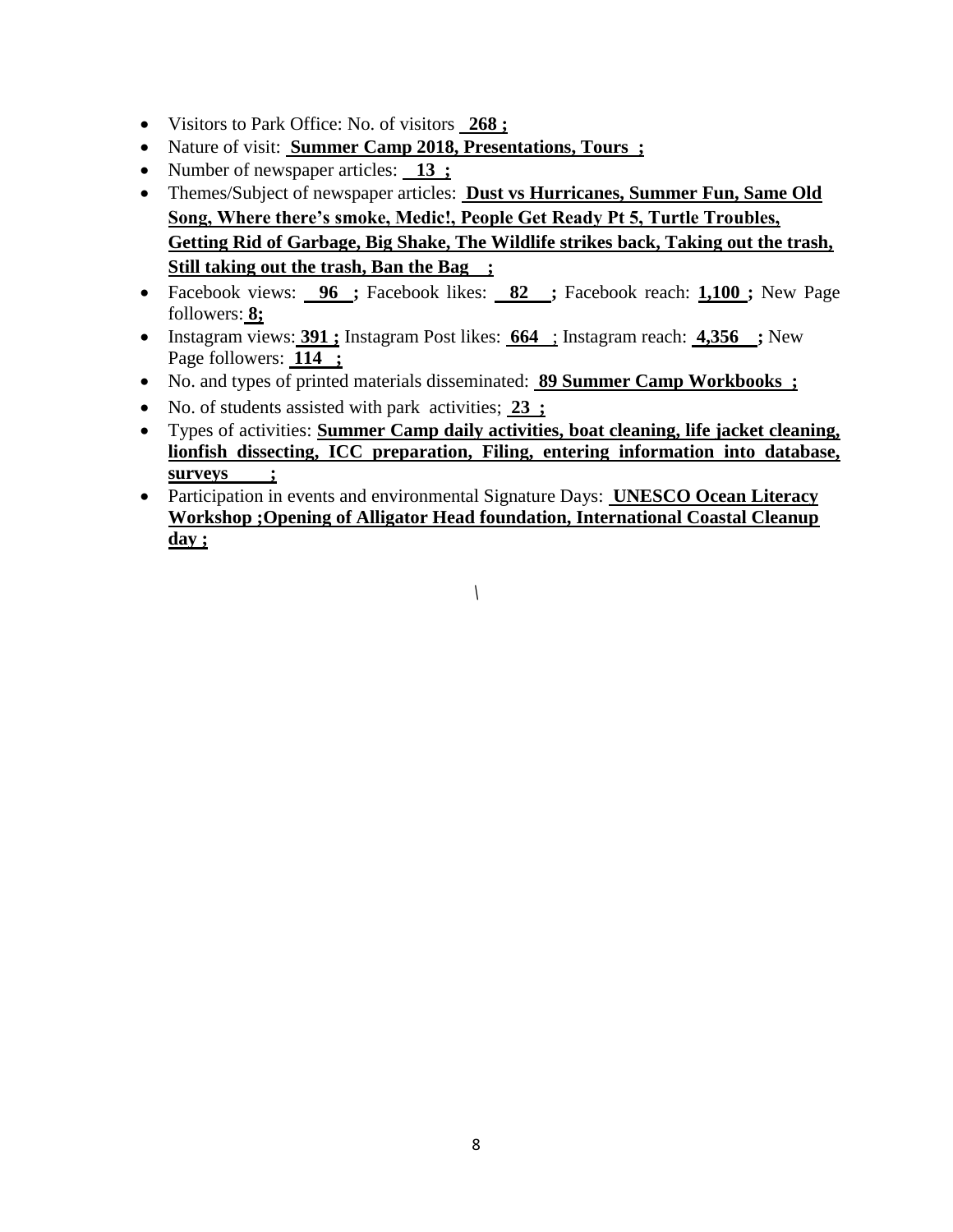- Visitors to Park Office: No. of visitors **268 ;**
- Nature of visit: **Summer Camp 2018, Presentations, Tours ;**
- Number of newspaper articles: **13 ;**
- Themes/Subject of newspaper articles: **Dust vs Hurricanes, Summer Fun, Same Old Song, Where there's smoke, Medic!, People Get Ready Pt 5, Turtle Troubles, Getting Rid of Garbage, Big Shake, The Wildlife strikes back, Taking out the trash, Still taking out the trash, Ban the Bag ;**
- Facebook views: **96 ;** Facebook likes: **82 ;** Facebook reach: **1,100 ;** New Page followers: **8;**
- Instagram views: **391 ;** Instagram Post likes: **664** ; Instagram reach: **4,356 ;** New Page followers: **114 ;**
- No. and types of printed materials disseminated: **89 Summer Camp Workbooks ;**
- No. of students assisted with park activities; **23 ;**
- Types of activities: **Summer Camp daily activities, boat cleaning, life jacket cleaning, lionfish dissecting, ICC preparation, Filing, entering information into database, surveys ;**
- Participation in events and environmental Signature Days: **UNESCO Ocean Literacy Workshop ;Opening of Alligator Head foundation, International Coastal Cleanup day ;**

\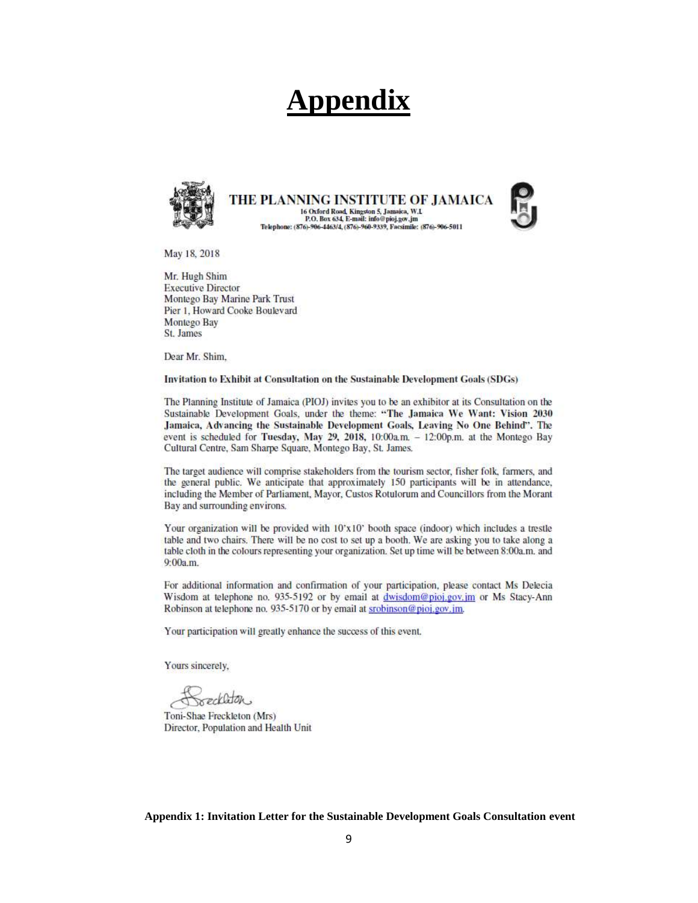# Appendix

**THE PLANNING INSTITUTE OF JAMAICA**
16 Oxford Road, Kingston 5, Jamaica, W.I.
P.O. Box 634, E-mail: info@pioj.gov.jm
Telephone: (876)-906-4463/4, (876)-960-9339, Facsimile: (876)-906-5011

May 18, 2018

Mr. Hugh Shim
Executive Director
Montego Bay Marine Park Trust
Pier 1, Howard Cooke Boulevard
Montego Bay
St. James

Dear Mr. Shim,

**Invitation to Exhibit at Consultation on the Sustainable Development Goals (SDGs)**

The Planning Institute of Jamaica (PIOJ) invites you to be an exhibitor at its Consultation on the Sustainable Development Goals, under the theme: **"The Jamaica We Want: Vision 2030 Jamaica, Advancing the Sustainable Development Goals, Leaving No One Behind"**. The event is scheduled for **Tuesday, May 29, 2018,** 10:00a.m. – 12:00p.m. at the Montego Bay Cultural Centre, Sam Sharpe Square, Montego Bay, St. James.

The target audience will comprise stakeholders from the tourism sector, fisher folk, farmers, and the general public. We anticipate that approximately 150 participants will be in attendance, including the Member of Parliament, Mayor, Custos Rotulorum and Councillors from the Morant Bay and surrounding environs.

Your organization will be provided with 10'x10' booth space (indoor) which includes a trestle table and two chairs. There will be no cost to set up a booth. We are asking you to take along a table cloth in the colours representing your organization. Set up time will be between 8:00a.m. and 9:00a.m.

For additional information and confirmation of your participation, please contact Ms Delecia Wisdom at telephone no. 935-5192 or by email at dwisdom@pioj.gov.jm or Ms Stacy-Ann Robinson at telephone no. 935-5170 or by email at srobinson@pioj.gov.jm.

Your participation will greatly enhance the success of this event.

Yours sincerely,

Toni-Shae Freckleton (Mrs)
Director, Population and Health Unit

**Appendix 1: Invitation Letter for the Sustainable Development Goals Consultation event**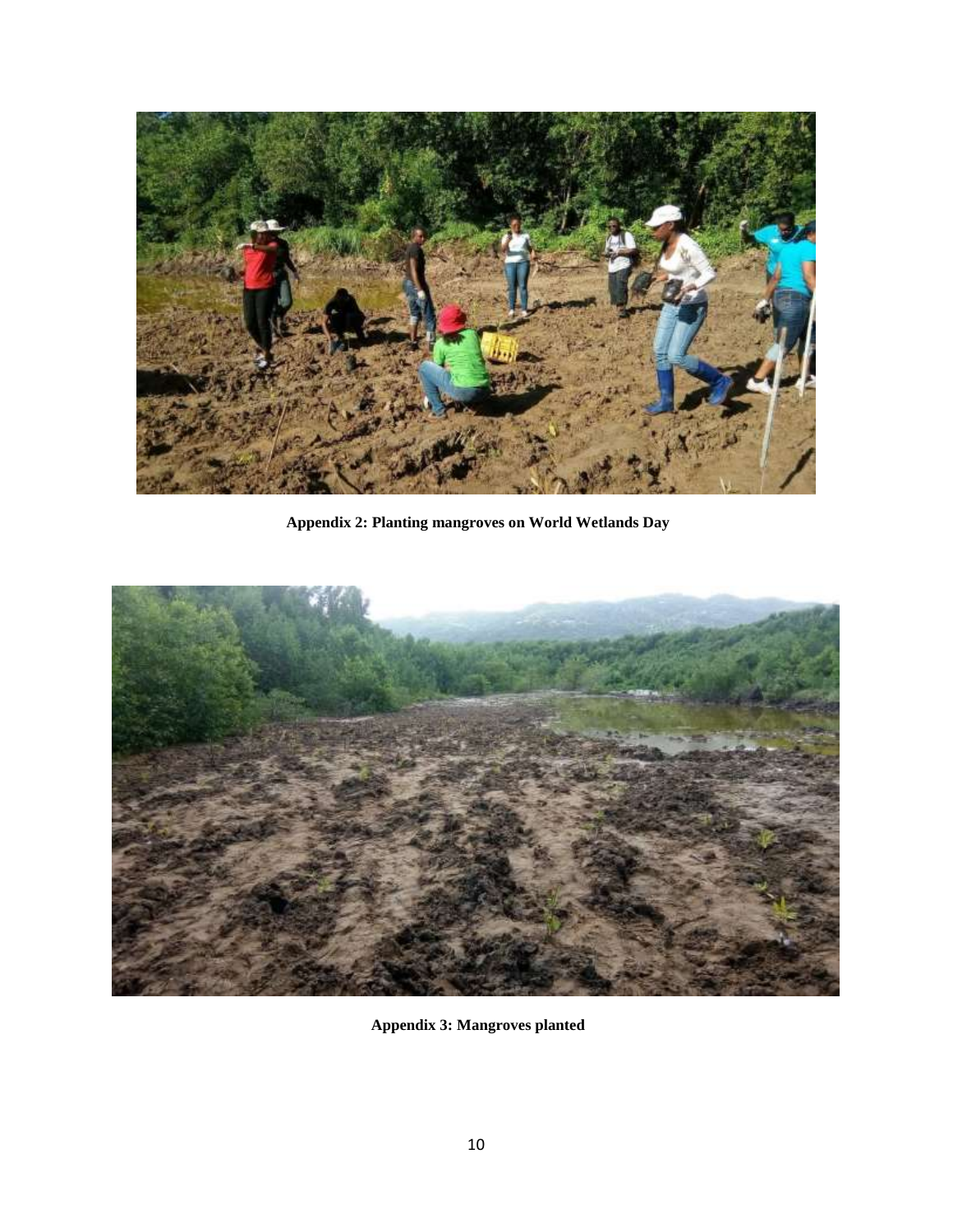**Appendix 2: Planting mangroves on World Wetlands Day**

**Appendix 3: Mangroves planted**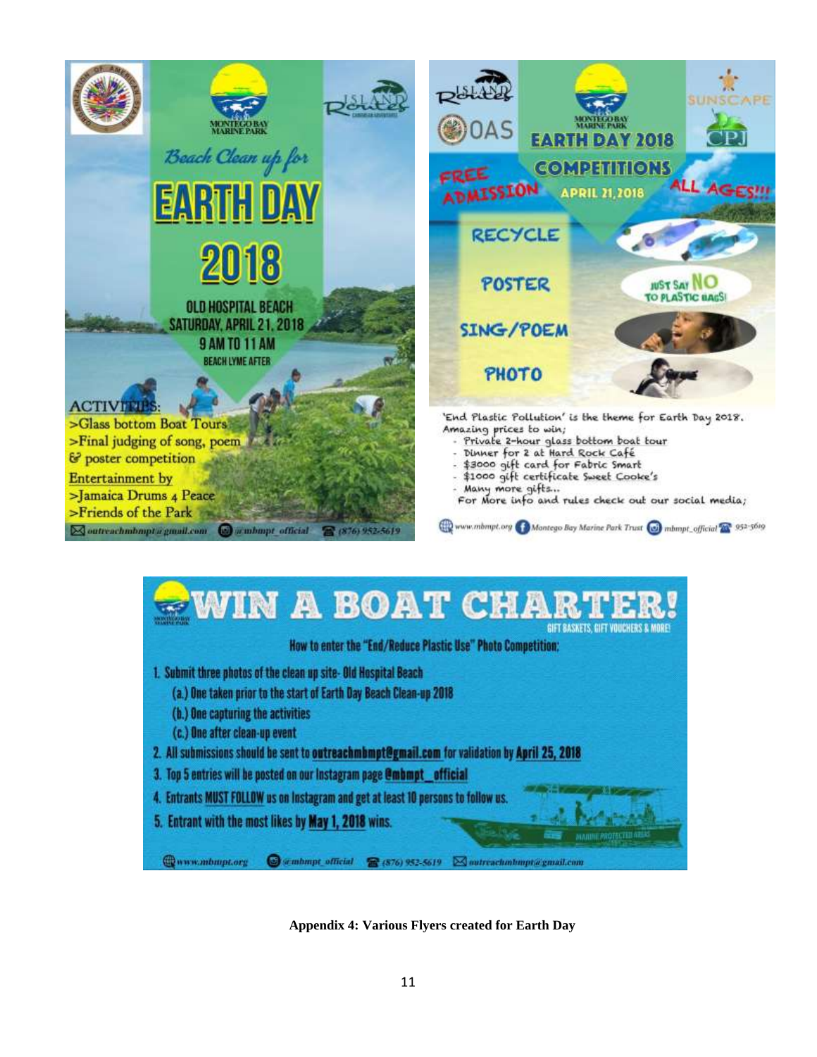Montego Bay Marine Park

ISLAND Routes

*Beach Clean up for*

# EARTH DAY 2018

OLD HOSPITAL BEACH
SATURDAY, APRIL 21, 2018
9 AM TO 11 AM
BEACH LYME AFTER

ACTIVITIES:
>Glass bottom Boat Tours
>Final judging of song, poem & poster competition

Entertainment by
>Jamaica Drums 4 Peace
>Friends of the Park

outreachmbmpt@gmail.com | @mbmpt_official | (876) 952-5619

---

ISLAND Routes | OAS | Montego Bay Marine Park | SUNSCAPE | CPJ

# EARTH DAY 2018 COMPETITIONS

FREE ADMISSION — APRIL 21, 2018 — ALL AGES!!!

RECYCLE
POSTER
SING/POEM
PHOTO

JUST SAY NO TO PLASTIC BAGS!

'End Plastic Pollution' is the theme for Earth Day 2018.
Amazing prices to win;

- Private 2-hour glass bottom boat tour
- Dinner for 2 at Hard Rock Café
- $3000 gift card for Fabric Smart
- $1000 gift certificate Sweet Cooke's
- Many more gifts...

For More info and rules check out our social media;

www.mbmpt.org | Montego Bay Marine Park Trust | mbmpt_official | 952-5619

---

# WIN A BOAT CHARTER!

GIFT BASKETS, GIFT VOUCHERS & MORE!

How to enter the "End/Reduce Plastic Use" Photo Competition:

1. Submit three photos of the clean up site- Old Hospital Beach
   (a.) One taken prior to the start of Earth Day Beach Clean-up 2018
   (b.) One capturing the activities
   (c.) One after clean-up event
2. All submissions should be sent to outreachmbmpt@gmail.com for validation by **April 25, 2018**
3. Top 5 entries will be posted on our Instagram page **@mbmpt_official**
4. Entrants **MUST FOLLOW** us on Instagram and get at least 10 persons to follow us.
5. Entrant with the most likes by **May 1, 2018** wins.

www.mbmpt.org | @mbmpt_official | (876) 952-5619 | outreachmbmpt@gmail.com

**Appendix 4: Various Flyers created for Earth Day**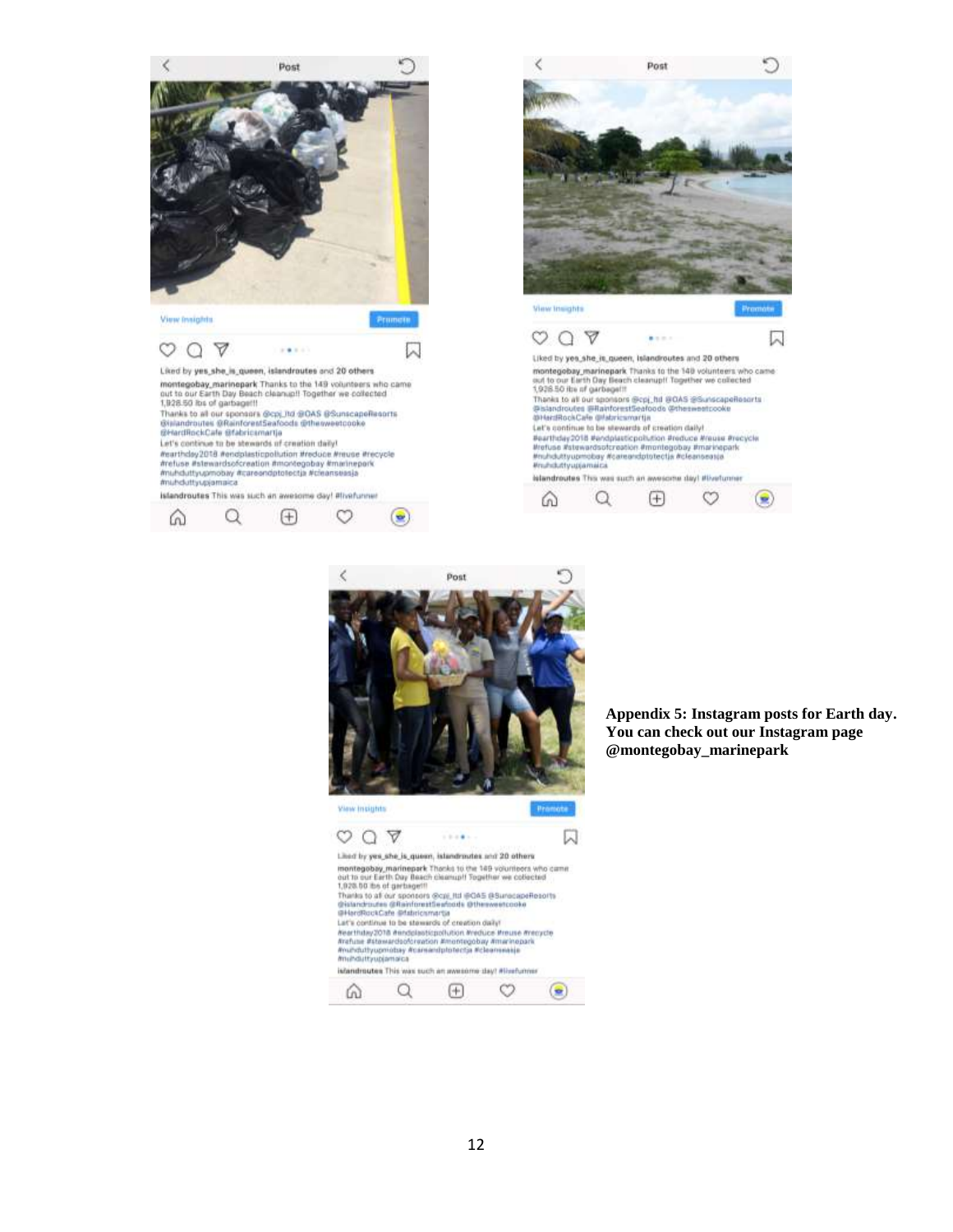Post

View Insights Promote

Liked by yes_she_is_queen, islandroutes and 20 others

montegobay_marinepark Thanks to the 149 volunteers who came out to our Earth Day Beach cleanup!! Together we collected 1,928.50 lbs of garbage!!!

Thanks to all our sponsors @cpj_ltd @OAS @SunscapeResorts @islandroutes @RainforestSeafoods @thesweetcooke @HardRockCafe @fabricsmartja

Let's continue to be stewards of creation daily!

#earthday2018 #endplasticpollution #reduce #reuse #recycle #refuse #stewardsofcreation #montegobay #marinepark #nuhduttyupmobay #careandprotectja #cleanseasja #nuhduttyupjamaica

islandroutes This was such an awesome day! #livefunner

Post

View Insights Promote

Liked by yes_she_is_queen, islandroutes and 20 others

montegobay_marinepark Thanks to the 149 volunteers who came out to our Earth Day Beach cleanup!! Together we collected 1,928.50 lbs of garbage!!!

Thanks to all our sponsors @cpj_ltd @OAS @SunscapeResorts @islandroutes @RainforestSeafoods @thesweetcooke @HardRockCafe @fabricsmartja

Let's continue to be stewards of creation daily!

#earthday2018 #endplasticpollution #reduce #reuse #recycle #refuse #stewardsofcreation #montegobay #marinepark #nuhduttyupmobay #careandprotectja #cleanseasja #nuhduttyupjamaica

islandroutes This was such an awesome day! #livefunner

Post

View Insights Promote

Liked by yes_she_is_queen, islandroutes and 20 others

montegobay_marinepark Thanks to the 149 volunteers who came out to our Earth Day Beach cleanup!! Together we collected 1,928.50 lbs of garbage!!!

Thanks to all our sponsors @cpj_ltd @OAS @SunscapeResorts @islandroutes @RainforestSeafoods @thesweetcooke @HardRockCafe @fabricsmartja

Let's continue to be stewards of creation daily!

#earthday2018 #endplasticpollution #reduce #reuse #recycle #refuse #stewardsofcreation #montegobay #marinepark #nuhduttyupmobay #careandprotectja #cleanseasja #nuhduttyupjamaica

islandroutes This was such an awesome day! #livefunner

**Appendix 5: Instagram posts for Earth day. You can check out our Instagram page @montegobay_marinepark**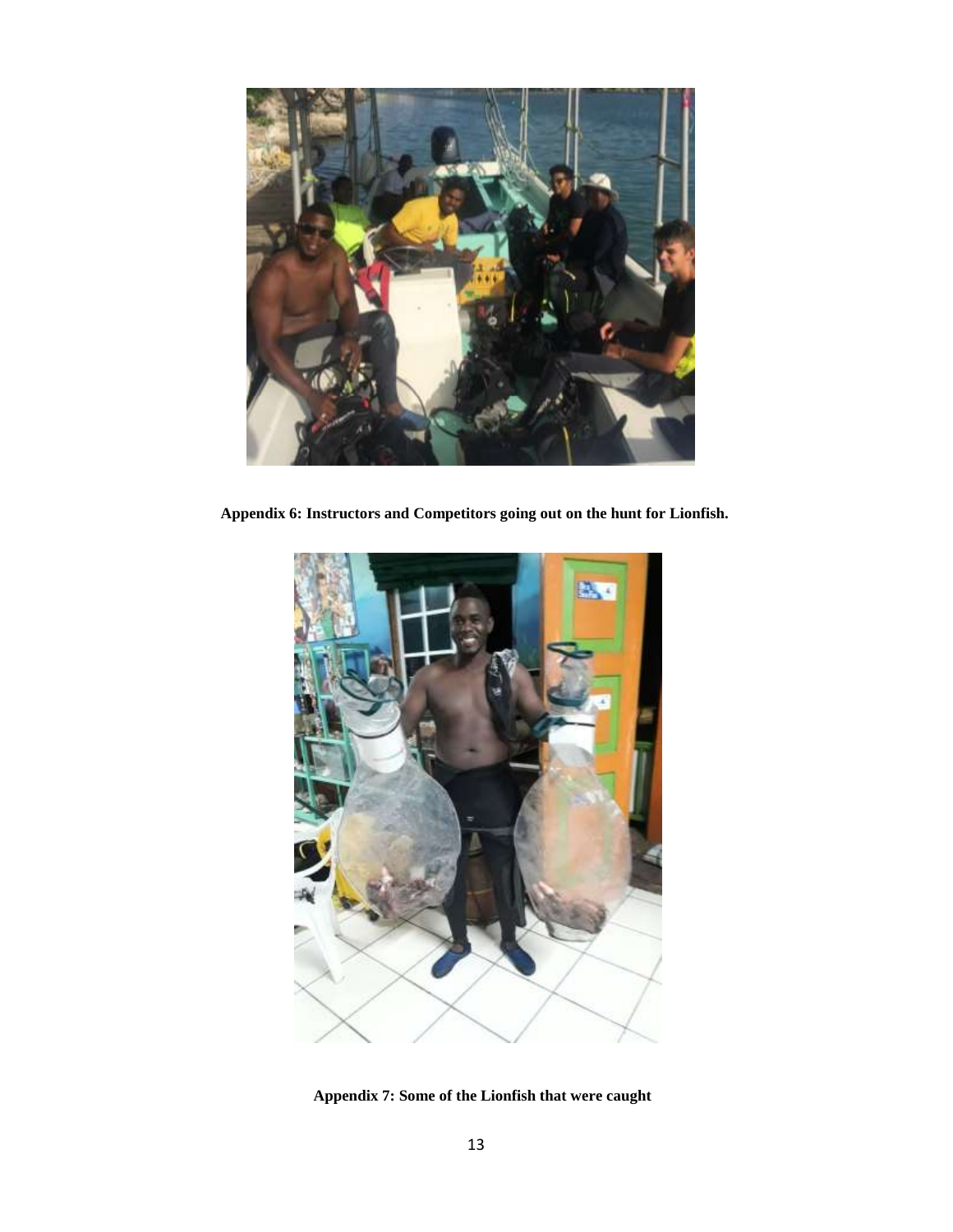**Appendix 6: Instructors and Competitors going out on the hunt for Lionfish.**

**Appendix 7: Some of the Lionfish that were caught**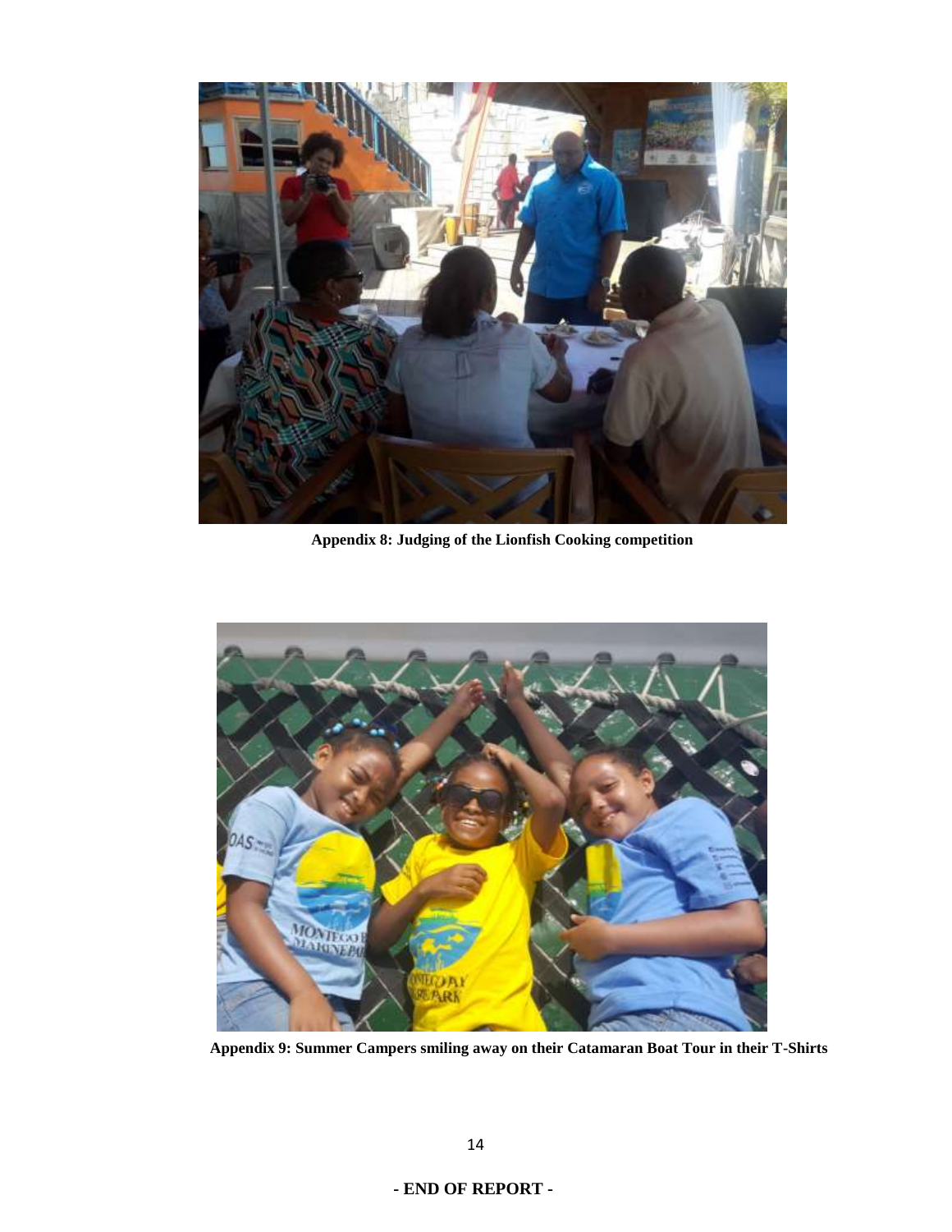**Appendix 8: Judging of the Lionfish Cooking competition**

**Appendix 9: Summer Campers smiling away on their Catamaran Boat Tour in their T-Shirts**

**- END OF REPORT -**